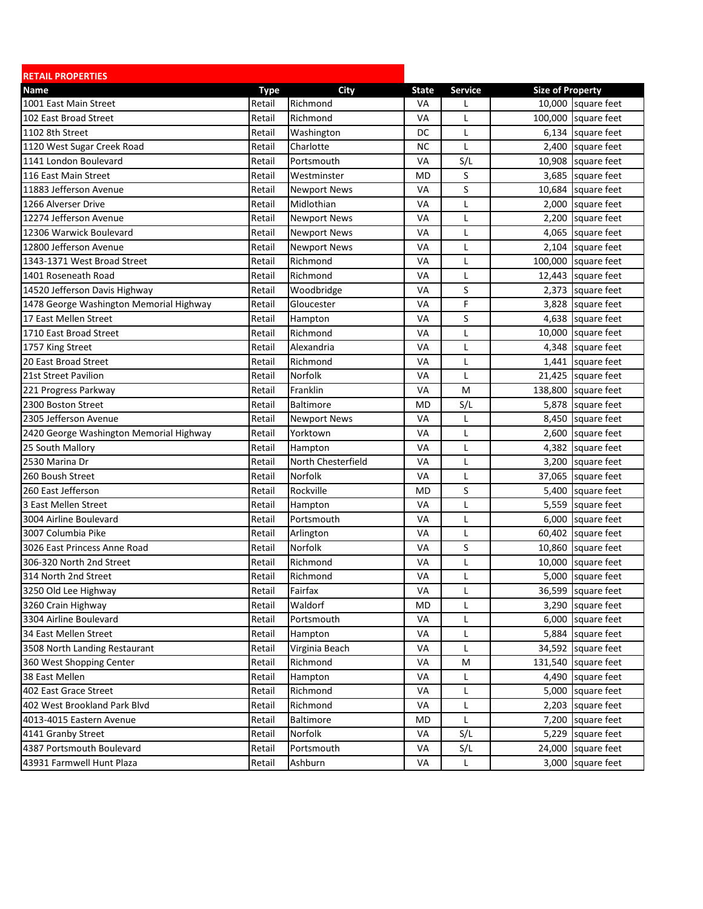## RETAIL PROPERTIES

| Name | Type | City | State | Service | Size of Property | |
|---|---|---|---|---|---|---|
| 1001 East Main Street | Retail | Richmond | VA | L | 10,000 | square feet |
| 102 East Broad Street | Retail | Richmond | VA | L | 100,000 | square feet |
| 1102 8th Street | Retail | Washington | DC | L | 6,134 | square feet |
| 1120 West Sugar Creek Road | Retail | Charlotte | NC | L | 2,400 | square feet |
| 1141 London Boulevard | Retail | Portsmouth | VA | S/L | 10,908 | square feet |
| 116 East Main Street | Retail | Westminster | MD | S | 3,685 | square feet |
| 11883 Jefferson Avenue | Retail | Newport News | VA | S | 10,684 | square feet |
| 1266 Alverser Drive | Retail | Midlothian | VA | L | 2,000 | square feet |
| 12274 Jefferson Avenue | Retail | Newport News | VA | L | 2,200 | square feet |
| 12306 Warwick Boulevard | Retail | Newport News | VA | L | 4,065 | square feet |
| 12800 Jefferson Avenue | Retail | Newport News | VA | L | 2,104 | square feet |
| 1343-1371 West Broad Street | Retail | Richmond | VA | L | 100,000 | square feet |
| 1401 Roseneath Road | Retail | Richmond | VA | L | 12,443 | square feet |
| 14520 Jefferson Davis Highway | Retail | Woodbridge | VA | S | 2,373 | square feet |
| 1478 George Washington Memorial Highway | Retail | Gloucester | VA | F | 3,828 | square feet |
| 17 East Mellen Street | Retail | Hampton | VA | S | 4,638 | square feet |
| 1710 East Broad Street | Retail | Richmond | VA | L | 10,000 | square feet |
| 1757 King Street | Retail | Alexandria | VA | L | 4,348 | square feet |
| 20 East Broad Street | Retail | Richmond | VA | L | 1,441 | square feet |
| 21st Street Pavilion | Retail | Norfolk | VA | L | 21,425 | square feet |
| 221 Progress Parkway | Retail | Franklin | VA | M | 138,800 | square feet |
| 2300 Boston Street | Retail | Baltimore | MD | S/L | 5,878 | square feet |
| 2305 Jefferson Avenue | Retail | Newport News | VA | L | 8,450 | square feet |
| 2420 George Washington Memorial Highway | Retail | Yorktown | VA | L | 2,600 | square feet |
| 25 South Mallory | Retail | Hampton | VA | L | 4,382 | square feet |
| 2530 Marina Dr | Retail | North Chesterfield | VA | L | 3,200 | square feet |
| 260 Boush Street | Retail | Norfolk | VA | L | 37,065 | square feet |
| 260 East Jefferson | Retail | Rockville | MD | S | 5,400 | square feet |
| 3 East Mellen Street | Retail | Hampton | VA | L | 5,559 | square feet |
| 3004 Airline Boulevard | Retail | Portsmouth | VA | L | 6,000 | square feet |
| 3007 Columbia Pike | Retail | Arlington | VA | L | 60,402 | square feet |
| 3026 East Princess Anne Road | Retail | Norfolk | VA | S | 10,860 | square feet |
| 306-320 North 2nd Street | Retail | Richmond | VA | L | 10,000 | square feet |
| 314 North 2nd Street | Retail | Richmond | VA | L | 5,000 | square feet |
| 3250 Old Lee Highway | Retail | Fairfax | VA | L | 36,599 | square feet |
| 3260 Crain Highway | Retail | Waldorf | MD | L | 3,290 | square feet |
| 3304 Airline Boulevard | Retail | Portsmouth | VA | L | 6,000 | square feet |
| 34 East Mellen Street | Retail | Hampton | VA | L | 5,884 | square feet |
| 3508 North Landing Restaurant | Retail | Virginia Beach | VA | L | 34,592 | square feet |
| 360 West Shopping Center | Retail | Richmond | VA | M | 131,540 | square feet |
| 38 East Mellen | Retail | Hampton | VA | L | 4,490 | square feet |
| 402 East Grace Street | Retail | Richmond | VA | L | 5,000 | square feet |
| 402 West Brookland Park Blvd | Retail | Richmond | VA | L | 2,203 | square feet |
| 4013-4015 Eastern Avenue | Retail | Baltimore | MD | L | 7,200 | square feet |
| 4141 Granby Street | Retail | Norfolk | VA | S/L | 5,229 | square feet |
| 4387 Portsmouth Boulevard | Retail | Portsmouth | VA | S/L | 24,000 | square feet |
| 43931 Farmwell Hunt Plaza | Retail | Ashburn | VA | L | 3,000 | square feet |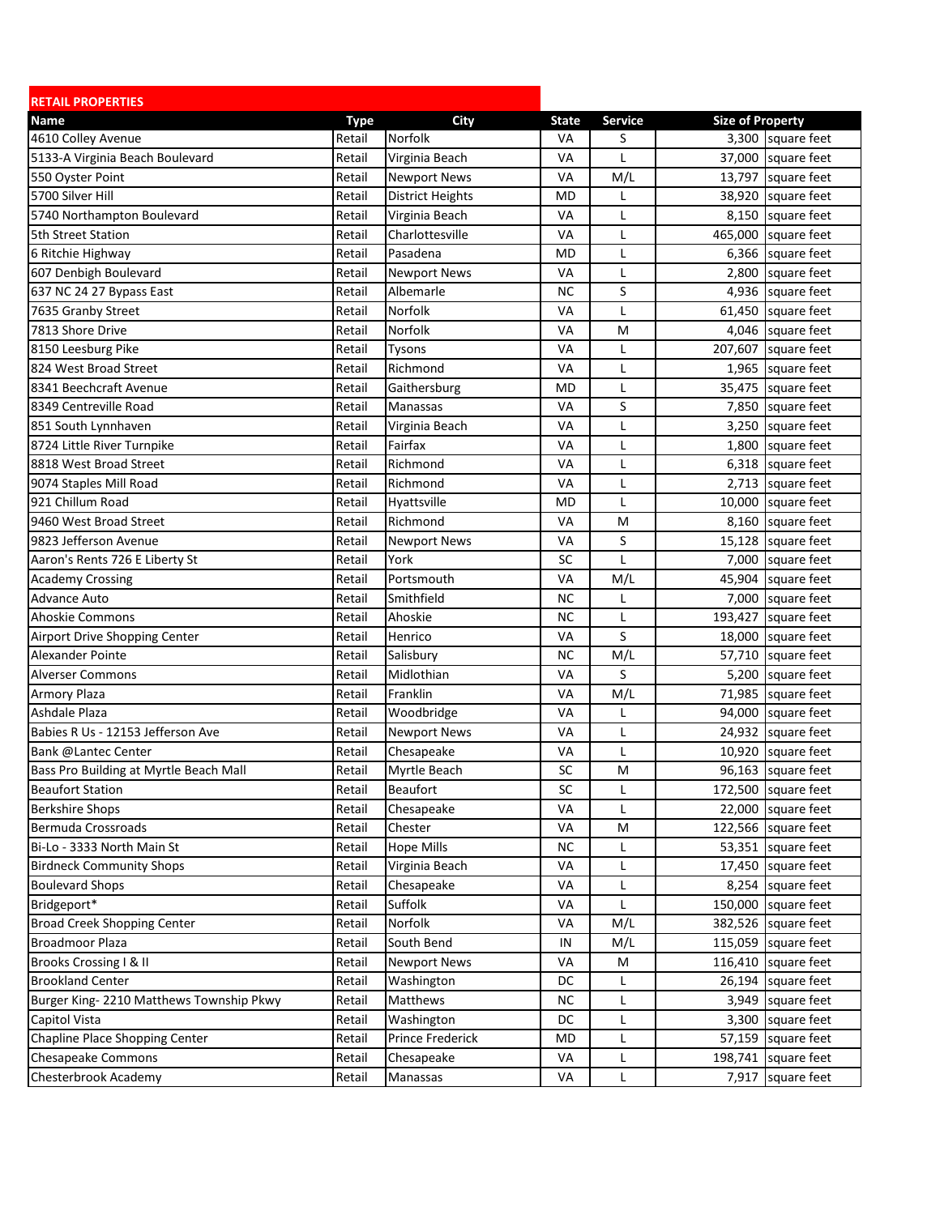## RETAIL PROPERTIES

| Name | Type | City | State | Service | Size of Property | |
|---|---|---|---|---|---|---|
| 4610 Colley Avenue | Retail | Norfolk | VA | S | 3,300 | square feet |
| 5133-A Virginia Beach Boulevard | Retail | Virginia Beach | VA | L | 37,000 | square feet |
| 550 Oyster Point | Retail | Newport News | VA | M/L | 13,797 | square feet |
| 5700 Silver Hill | Retail | District Heights | MD | L | 38,920 | square feet |
| 5740 Northampton Boulevard | Retail | Virginia Beach | VA | L | 8,150 | square feet |
| 5th Street Station | Retail | Charlottesville | VA | L | 465,000 | square feet |
| 6 Ritchie Highway | Retail | Pasadena | MD | L | 6,366 | square feet |
| 607 Denbigh Boulevard | Retail | Newport News | VA | L | 2,800 | square feet |
| 637 NC 24 27 Bypass East | Retail | Albemarle | NC | S | 4,936 | square feet |
| 7635 Granby Street | Retail | Norfolk | VA | L | 61,450 | square feet |
| 7813 Shore Drive | Retail | Norfolk | VA | M | 4,046 | square feet |
| 8150 Leesburg Pike | Retail | Tysons | VA | L | 207,607 | square feet |
| 824 West Broad Street | Retail | Richmond | VA | L | 1,965 | square feet |
| 8341 Beechcraft Avenue | Retail | Gaithersburg | MD | L | 35,475 | square feet |
| 8349 Centreville Road | Retail | Manassas | VA | S | 7,850 | square feet |
| 851 South Lynnhaven | Retail | Virginia Beach | VA | L | 3,250 | square feet |
| 8724 Little River Turnpike | Retail | Fairfax | VA | L | 1,800 | square feet |
| 8818 West Broad Street | Retail | Richmond | VA | L | 6,318 | square feet |
| 9074 Staples Mill Road | Retail | Richmond | VA | L | 2,713 | square feet |
| 921 Chillum Road | Retail | Hyattsville | MD | L | 10,000 | square feet |
| 9460 West Broad Street | Retail | Richmond | VA | M | 8,160 | square feet |
| 9823 Jefferson Avenue | Retail | Newport News | VA | S | 15,128 | square feet |
| Aaron's Rents 726 E Liberty St | Retail | York | SC | L | 7,000 | square feet |
| Academy Crossing | Retail | Portsmouth | VA | M/L | 45,904 | square feet |
| Advance Auto | Retail | Smithfield | NC | L | 7,000 | square feet |
| Ahoskie Commons | Retail | Ahoskie | NC | L | 193,427 | square feet |
| Airport Drive Shopping Center | Retail | Henrico | VA | S | 18,000 | square feet |
| Alexander Pointe | Retail | Salisbury | NC | M/L | 57,710 | square feet |
| Alverser Commons | Retail | Midlothian | VA | S | 5,200 | square feet |
| Armory Plaza | Retail | Franklin | VA | M/L | 71,985 | square feet |
| Ashdale Plaza | Retail | Woodbridge | VA | L | 94,000 | square feet |
| Babies R Us - 12153 Jefferson Ave | Retail | Newport News | VA | L | 24,932 | square feet |
| Bank @Lantec Center | Retail | Chesapeake | VA | L | 10,920 | square feet |
| Bass Pro Building at Myrtle Beach Mall | Retail | Myrtle Beach | SC | M | 96,163 | square feet |
| Beaufort Station | Retail | Beaufort | SC | L | 172,500 | square feet |
| Berkshire Shops | Retail | Chesapeake | VA | L | 22,000 | square feet |
| Bermuda Crossroads | Retail | Chester | VA | M | 122,566 | square feet |
| Bi-Lo - 3333 North Main St | Retail | Hope Mills | NC | L | 53,351 | square feet |
| Birdneck Community Shops | Retail | Virginia Beach | VA | L | 17,450 | square feet |
| Boulevard Shops | Retail | Chesapeake | VA | L | 8,254 | square feet |
| Bridgeport* | Retail | Suffolk | VA | L | 150,000 | square feet |
| Broad Creek Shopping Center | Retail | Norfolk | VA | M/L | 382,526 | square feet |
| Broadmoor Plaza | Retail | South Bend | IN | M/L | 115,059 | square feet |
| Brooks Crossing I & II | Retail | Newport News | VA | M | 116,410 | square feet |
| Brookland Center | Retail | Washington | DC | L | 26,194 | square feet |
| Burger King- 2210 Matthews Township Pkwy | Retail | Matthews | NC | L | 3,949 | square feet |
| Capitol Vista | Retail | Washington | DC | L | 3,300 | square feet |
| Chapline Place Shopping Center | Retail | Prince Frederick | MD | L | 57,159 | square feet |
| Chesapeake Commons | Retail | Chesapeake | VA | L | 198,741 | square feet |
| Chesterbrook Academy | Retail | Manassas | VA | L | 7,917 | square feet |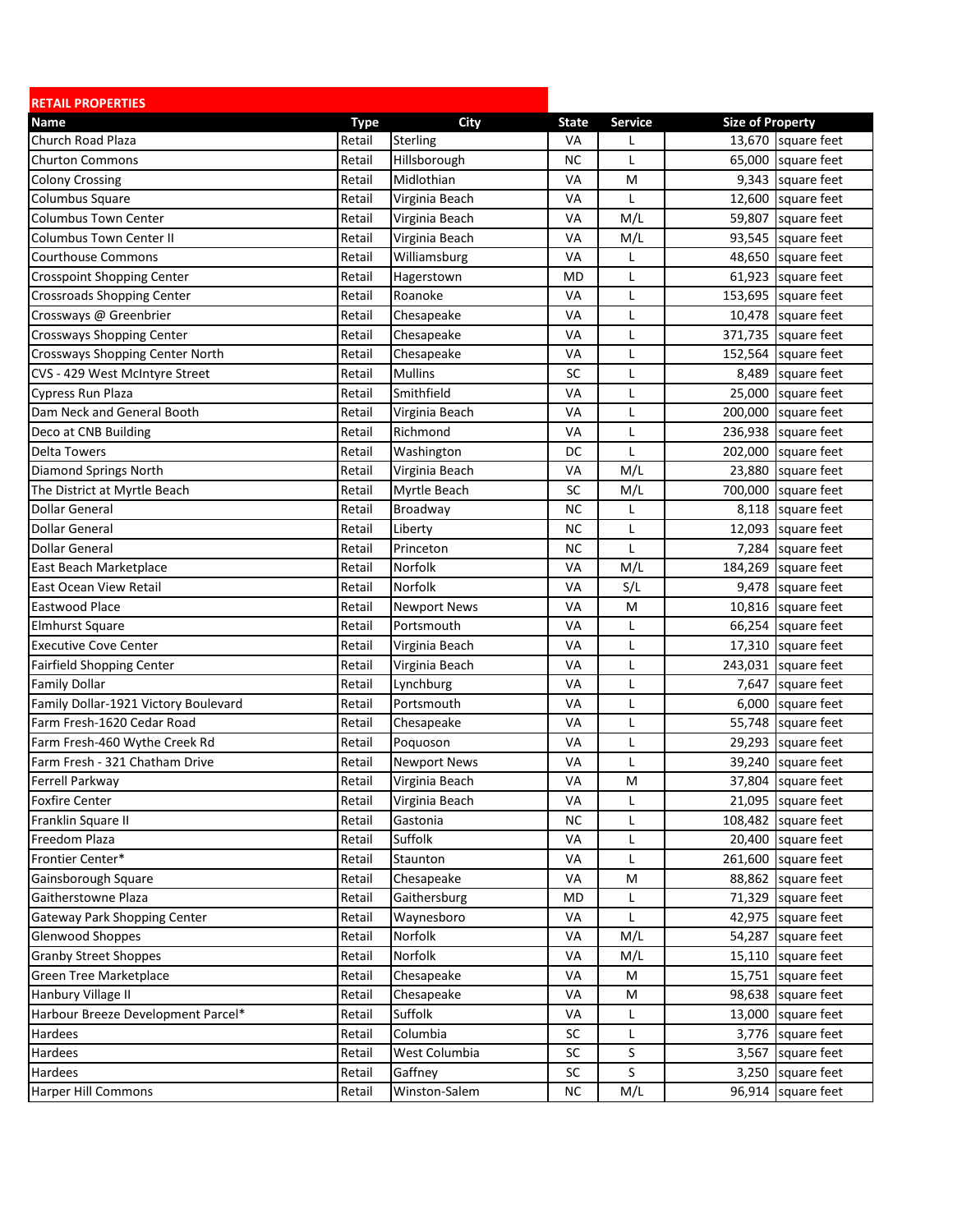## RETAIL PROPERTIES

| Name | Type | City | State | Service | Size of Property | |
|---|---|---|---|---|---|---|
| Church Road Plaza | Retail | Sterling | VA | L | 13,670 | square feet |
| Churton Commons | Retail | Hillsborough | NC | L | 65,000 | square feet |
| Colony Crossing | Retail | Midlothian | VA | M | 9,343 | square feet |
| Columbus Square | Retail | Virginia Beach | VA | L | 12,600 | square feet |
| Columbus Town Center | Retail | Virginia Beach | VA | M/L | 59,807 | square feet |
| Columbus Town Center II | Retail | Virginia Beach | VA | M/L | 93,545 | square feet |
| Courthouse Commons | Retail | Williamsburg | VA | L | 48,650 | square feet |
| Crosspoint Shopping Center | Retail | Hagerstown | MD | L | 61,923 | square feet |
| Crossroads Shopping Center | Retail | Roanoke | VA | L | 153,695 | square feet |
| Crossways @ Greenbrier | Retail | Chesapeake | VA | L | 10,478 | square feet |
| Crossways Shopping Center | Retail | Chesapeake | VA | L | 371,735 | square feet |
| Crossways Shopping Center North | Retail | Chesapeake | VA | L | 152,564 | square feet |
| CVS - 429 West McIntyre Street | Retail | Mullins | SC | L | 8,489 | square feet |
| Cypress Run Plaza | Retail | Smithfield | VA | L | 25,000 | square feet |
| Dam Neck and General Booth | Retail | Virginia Beach | VA | L | 200,000 | square feet |
| Deco at CNB Building | Retail | Richmond | VA | L | 236,938 | square feet |
| Delta Towers | Retail | Washington | DC | L | 202,000 | square feet |
| Diamond Springs North | Retail | Virginia Beach | VA | M/L | 23,880 | square feet |
| The District at Myrtle Beach | Retail | Myrtle Beach | SC | M/L | 700,000 | square feet |
| Dollar General | Retail | Broadway | NC | L | 8,118 | square feet |
| Dollar General | Retail | Liberty | NC | L | 12,093 | square feet |
| Dollar General | Retail | Princeton | NC | L | 7,284 | square feet |
| East Beach Marketplace | Retail | Norfolk | VA | M/L | 184,269 | square feet |
| East Ocean View Retail | Retail | Norfolk | VA | S/L | 9,478 | square feet |
| Eastwood Place | Retail | Newport News | VA | M | 10,816 | square feet |
| Elmhurst Square | Retail | Portsmouth | VA | L | 66,254 | square feet |
| Executive Cove Center | Retail | Virginia Beach | VA | L | 17,310 | square feet |
| Fairfield Shopping Center | Retail | Virginia Beach | VA | L | 243,031 | square feet |
| Family Dollar | Retail | Lynchburg | VA | L | 7,647 | square feet |
| Family Dollar-1921 Victory Boulevard | Retail | Portsmouth | VA | L | 6,000 | square feet |
| Farm Fresh-1620 Cedar Road | Retail | Chesapeake | VA | L | 55,748 | square feet |
| Farm Fresh-460 Wythe Creek Rd | Retail | Poquoson | VA | L | 29,293 | square feet |
| Farm Fresh - 321 Chatham Drive | Retail | Newport News | VA | L | 39,240 | square feet |
| Ferrell Parkway | Retail | Virginia Beach | VA | M | 37,804 | square feet |
| Foxfire Center | Retail | Virginia Beach | VA | L | 21,095 | square feet |
| Franklin Square II | Retail | Gastonia | NC | L | 108,482 | square feet |
| Freedom Plaza | Retail | Suffolk | VA | L | 20,400 | square feet |
| Frontier Center* | Retail | Staunton | VA | L | 261,600 | square feet |
| Gainsborough Square | Retail | Chesapeake | VA | M | 88,862 | square feet |
| Gaitherstowne Plaza | Retail | Gaithersburg | MD | L | 71,329 | square feet |
| Gateway Park Shopping Center | Retail | Waynesboro | VA | L | 42,975 | square feet |
| Glenwood Shoppes | Retail | Norfolk | VA | M/L | 54,287 | square feet |
| Granby Street Shoppes | Retail | Norfolk | VA | M/L | 15,110 | square feet |
| Green Tree Marketplace | Retail | Chesapeake | VA | M | 15,751 | square feet |
| Hanbury Village II | Retail | Chesapeake | VA | M | 98,638 | square feet |
| Harbour Breeze Development Parcel* | Retail | Suffolk | VA | L | 13,000 | square feet |
| Hardees | Retail | Columbia | SC | L | 3,776 | square feet |
| Hardees | Retail | West Columbia | SC | S | 3,567 | square feet |
| Hardees | Retail | Gaffney | SC | S | 3,250 | square feet |
| Harper Hill Commons | Retail | Winston-Salem | NC | M/L | 96,914 | square feet |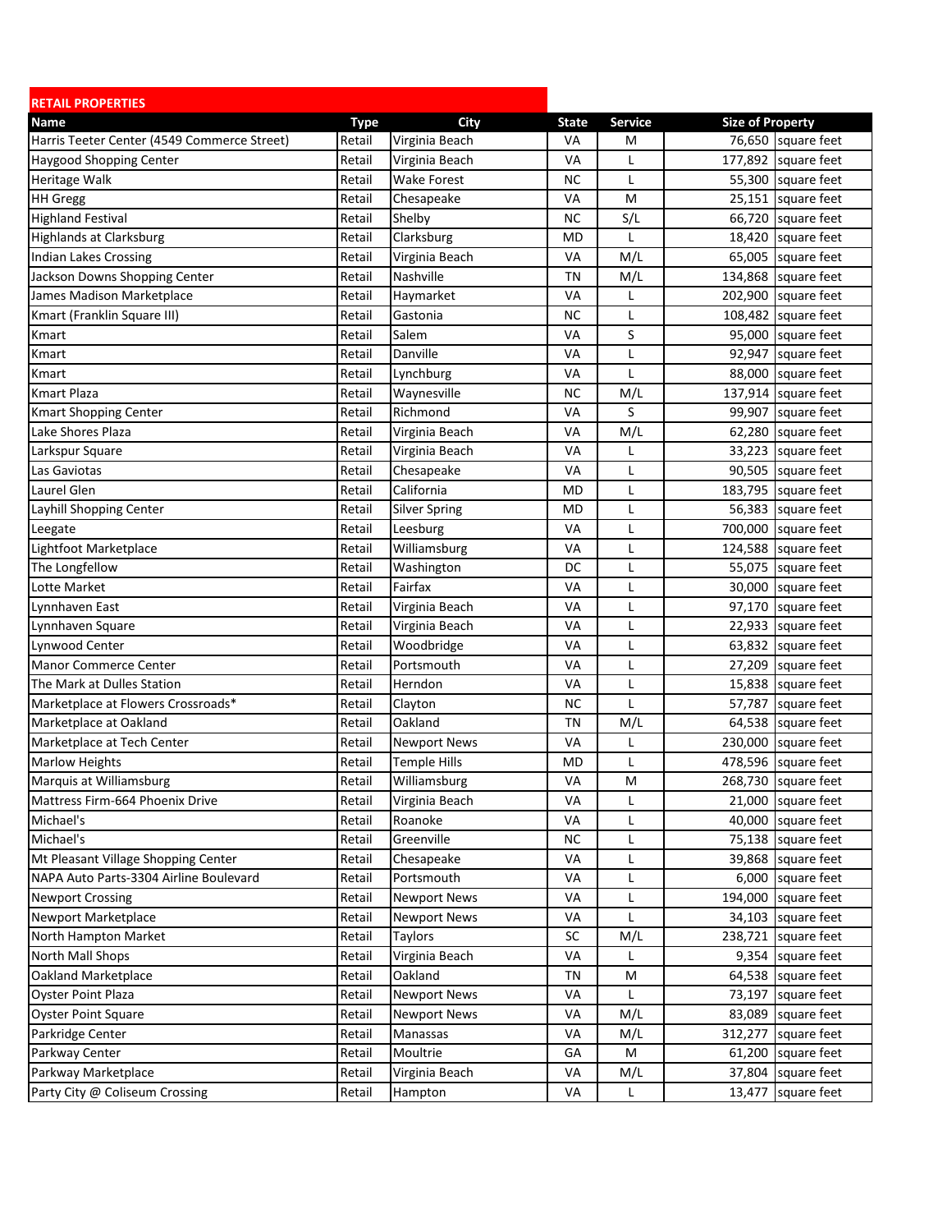## RETAIL PROPERTIES

| Name | Type | City | State | Service | Size of Property | |
|---|---|---|---|---|---|---|
| Harris Teeter Center (4549 Commerce Street) | Retail | Virginia Beach | VA | M | 76,650 | square feet |
| Haygood Shopping Center | Retail | Virginia Beach | VA | L | 177,892 | square feet |
| Heritage Walk | Retail | Wake Forest | NC | L | 55,300 | square feet |
| HH Gregg | Retail | Chesapeake | VA | M | 25,151 | square feet |
| Highland Festival | Retail | Shelby | NC | S/L | 66,720 | square feet |
| Highlands at Clarksburg | Retail | Clarksburg | MD | L | 18,420 | square feet |
| Indian Lakes Crossing | Retail | Virginia Beach | VA | M/L | 65,005 | square feet |
| Jackson Downs Shopping Center | Retail | Nashville | TN | M/L | 134,868 | square feet |
| James Madison Marketplace | Retail | Haymarket | VA | L | 202,900 | square feet |
| Kmart (Franklin Square III) | Retail | Gastonia | NC | L | 108,482 | square feet |
| Kmart | Retail | Salem | VA | S | 95,000 | square feet |
| Kmart | Retail | Danville | VA | L | 92,947 | square feet |
| Kmart | Retail | Lynchburg | VA | L | 88,000 | square feet |
| Kmart Plaza | Retail | Waynesville | NC | M/L | 137,914 | square feet |
| Kmart Shopping Center | Retail | Richmond | VA | S | 99,907 | square feet |
| Lake Shores Plaza | Retail | Virginia Beach | VA | M/L | 62,280 | square feet |
| Larkspur Square | Retail | Virginia Beach | VA | L | 33,223 | square feet |
| Las Gaviotas | Retail | Chesapeake | VA | L | 90,505 | square feet |
| Laurel Glen | Retail | California | MD | L | 183,795 | square feet |
| Layhill Shopping Center | Retail | Silver Spring | MD | L | 56,383 | square feet |
| Leegate | Retail | Leesburg | VA | L | 700,000 | square feet |
| Lightfoot Marketplace | Retail | Williamsburg | VA | L | 124,588 | square feet |
| The Longfellow | Retail | Washington | DC | L | 55,075 | square feet |
| Lotte Market | Retail | Fairfax | VA | L | 30,000 | square feet |
| Lynnhaven East | Retail | Virginia Beach | VA | L | 97,170 | square feet |
| Lynnhaven Square | Retail | Virginia Beach | VA | L | 22,933 | square feet |
| Lynwood Center | Retail | Woodbridge | VA | L | 63,832 | square feet |
| Manor Commerce Center | Retail | Portsmouth | VA | L | 27,209 | square feet |
| The Mark at Dulles Station | Retail | Herndon | VA | L | 15,838 | square feet |
| Marketplace at Flowers Crossroads* | Retail | Clayton | NC | L | 57,787 | square feet |
| Marketplace at Oakland | Retail | Oakland | TN | M/L | 64,538 | square feet |
| Marketplace at Tech Center | Retail | Newport News | VA | L | 230,000 | square feet |
| Marlow Heights | Retail | Temple Hills | MD | L | 478,596 | square feet |
| Marquis at Williamsburg | Retail | Williamsburg | VA | M | 268,730 | square feet |
| Mattress Firm-664 Phoenix Drive | Retail | Virginia Beach | VA | L | 21,000 | square feet |
| Michael's | Retail | Roanoke | VA | L | 40,000 | square feet |
| Michael's | Retail | Greenville | NC | L | 75,138 | square feet |
| Mt Pleasant Village Shopping Center | Retail | Chesapeake | VA | L | 39,868 | square feet |
| NAPA Auto Parts-3304 Airline Boulevard | Retail | Portsmouth | VA | L | 6,000 | square feet |
| Newport Crossing | Retail | Newport News | VA | L | 194,000 | square feet |
| Newport Marketplace | Retail | Newport News | VA | L | 34,103 | square feet |
| North Hampton Market | Retail | Taylors | SC | M/L | 238,721 | square feet |
| North Mall Shops | Retail | Virginia Beach | VA | L | 9,354 | square feet |
| Oakland Marketplace | Retail | Oakland | TN | M | 64,538 | square feet |
| Oyster Point Plaza | Retail | Newport News | VA | L | 73,197 | square feet |
| Oyster Point Square | Retail | Newport News | VA | M/L | 83,089 | square feet |
| Parkridge Center | Retail | Manassas | VA | M/L | 312,277 | square feet |
| Parkway Center | Retail | Moultrie | GA | M | 61,200 | square feet |
| Parkway Marketplace | Retail | Virginia Beach | VA | M/L | 37,804 | square feet |
| Party City @ Coliseum Crossing | Retail | Hampton | VA | L | 13,477 | square feet |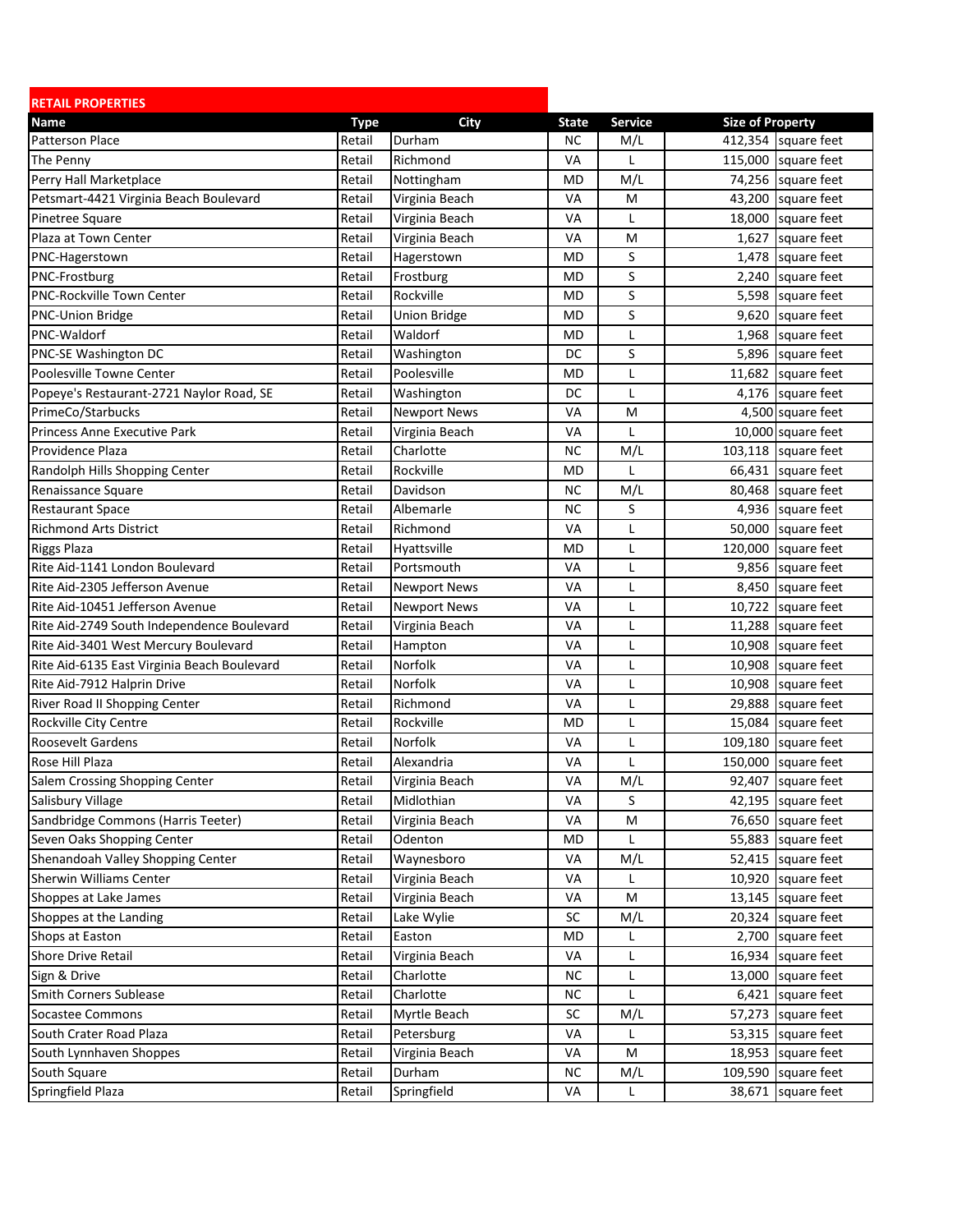## RETAIL PROPERTIES

| Name | Type | City | State | Service | Size of Property | |
|---|---|---|---|---|---|---|
| Patterson Place | Retail | Durham | NC | M/L | 412,354 | square feet |
| The Penny | Retail | Richmond | VA | L | 115,000 | square feet |
| Perry Hall Marketplace | Retail | Nottingham | MD | M/L | 74,256 | square feet |
| Petsmart-4421 Virginia Beach Boulevard | Retail | Virginia Beach | VA | M | 43,200 | square feet |
| Pinetree Square | Retail | Virginia Beach | VA | L | 18,000 | square feet |
| Plaza at Town Center | Retail | Virginia Beach | VA | M | 1,627 | square feet |
| PNC-Hagerstown | Retail | Hagerstown | MD | S | 1,478 | square feet |
| PNC-Frostburg | Retail | Frostburg | MD | S | 2,240 | square feet |
| PNC-Rockville Town Center | Retail | Rockville | MD | S | 5,598 | square feet |
| PNC-Union Bridge | Retail | Union Bridge | MD | S | 9,620 | square feet |
| PNC-Waldorf | Retail | Waldorf | MD | L | 1,968 | square feet |
| PNC-SE Washington DC | Retail | Washington | DC | S | 5,896 | square feet |
| Poolesville Towne Center | Retail | Poolesville | MD | L | 11,682 | square feet |
| Popeye's Restaurant-2721 Naylor Road, SE | Retail | Washington | DC | L | 4,176 | square feet |
| PrimeCo/Starbucks | Retail | Newport News | VA | M | 4,500 | square feet |
| Princess Anne Executive Park | Retail | Virginia Beach | VA | L | 10,000 | square feet |
| Providence Plaza | Retail | Charlotte | NC | M/L | 103,118 | square feet |
| Randolph Hills Shopping Center | Retail | Rockville | MD | L | 66,431 | square feet |
| Renaissance Square | Retail | Davidson | NC | M/L | 80,468 | square feet |
| Restaurant Space | Retail | Albemarle | NC | S | 4,936 | square feet |
| Richmond Arts District | Retail | Richmond | VA | L | 50,000 | square feet |
| Riggs Plaza | Retail | Hyattsville | MD | L | 120,000 | square feet |
| Rite Aid-1141 London Boulevard | Retail | Portsmouth | VA | L | 9,856 | square feet |
| Rite Aid-2305 Jefferson Avenue | Retail | Newport News | VA | L | 8,450 | square feet |
| Rite Aid-10451 Jefferson Avenue | Retail | Newport News | VA | L | 10,722 | square feet |
| Rite Aid-2749 South Independence Boulevard | Retail | Virginia Beach | VA | L | 11,288 | square feet |
| Rite Aid-3401 West Mercury Boulevard | Retail | Hampton | VA | L | 10,908 | square feet |
| Rite Aid-6135 East Virginia Beach Boulevard | Retail | Norfolk | VA | L | 10,908 | square feet |
| Rite Aid-7912 Halprin Drive | Retail | Norfolk | VA | L | 10,908 | square feet |
| River Road II Shopping Center | Retail | Richmond | VA | L | 29,888 | square feet |
| Rockville City Centre | Retail | Rockville | MD | L | 15,084 | square feet |
| Roosevelt Gardens | Retail | Norfolk | VA | L | 109,180 | square feet |
| Rose Hill Plaza | Retail | Alexandria | VA | L | 150,000 | square feet |
| Salem Crossing Shopping Center | Retail | Virginia Beach | VA | M/L | 92,407 | square feet |
| Salisbury Village | Retail | Midlothian | VA | S | 42,195 | square feet |
| Sandbridge Commons (Harris Teeter) | Retail | Virginia Beach | VA | M | 76,650 | square feet |
| Seven Oaks Shopping Center | Retail | Odenton | MD | L | 55,883 | square feet |
| Shenandoah Valley Shopping Center | Retail | Waynesboro | VA | M/L | 52,415 | square feet |
| Sherwin Williams Center | Retail | Virginia Beach | VA | L | 10,920 | square feet |
| Shoppes at Lake James | Retail | Virginia Beach | VA | M | 13,145 | square feet |
| Shoppes at the Landing | Retail | Lake Wylie | SC | M/L | 20,324 | square feet |
| Shops at Easton | Retail | Easton | MD | L | 2,700 | square feet |
| Shore Drive Retail | Retail | Virginia Beach | VA | L | 16,934 | square feet |
| Sign & Drive | Retail | Charlotte | NC | L | 13,000 | square feet |
| Smith Corners Sublease | Retail | Charlotte | NC | L | 6,421 | square feet |
| Socastee Commons | Retail | Myrtle Beach | SC | M/L | 57,273 | square feet |
| South Crater Road Plaza | Retail | Petersburg | VA | L | 53,315 | square feet |
| South Lynnhaven Shoppes | Retail | Virginia Beach | VA | M | 18,953 | square feet |
| South Square | Retail | Durham | NC | M/L | 109,590 | square feet |
| Springfield Plaza | Retail | Springfield | VA | L | 38,671 | square feet |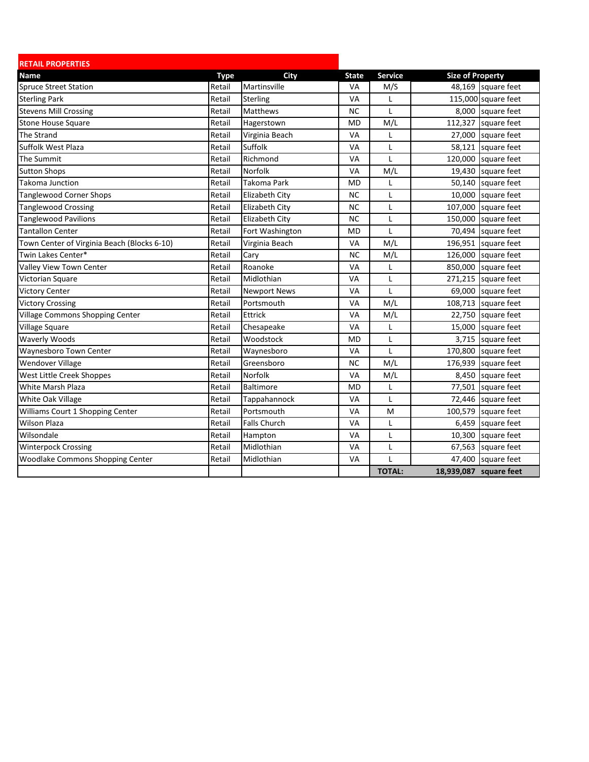## RETAIL PROPERTIES

| Name | Type | City | State | Service | Size of Property | |
|---|---|---|---|---|---|---|
| Spruce Street Station | Retail | Martinsville | VA | M/S | 48,169 | square feet |
| Sterling Park | Retail | Sterling | VA | L | 115,000 | square feet |
| Stevens Mill Crossing | Retail | Matthews | NC | L | 8,000 | square feet |
| Stone House Square | Retail | Hagerstown | MD | M/L | 112,327 | square feet |
| The Strand | Retail | Virginia Beach | VA | L | 27,000 | square feet |
| Suffolk West Plaza | Retail | Suffolk | VA | L | 58,121 | square feet |
| The Summit | Retail | Richmond | VA | L | 120,000 | square feet |
| Sutton Shops | Retail | Norfolk | VA | M/L | 19,430 | square feet |
| Takoma Junction | Retail | Takoma Park | MD | L | 50,140 | square feet |
| Tanglewood Corner Shops | Retail | Elizabeth City | NC | L | 10,000 | square feet |
| Tanglewood Crossing | Retail | Elizabeth City | NC | L | 107,000 | square feet |
| Tanglewood Pavilions | Retail | Elizabeth City | NC | L | 150,000 | square feet |
| Tantallon Center | Retail | Fort Washington | MD | L | 70,494 | square feet |
| Town Center of Virginia Beach (Blocks 6-10) | Retail | Virginia Beach | VA | M/L | 196,951 | square feet |
| Twin Lakes Center* | Retail | Cary | NC | M/L | 126,000 | square feet |
| Valley View Town Center | Retail | Roanoke | VA | L | 850,000 | square feet |
| Victorian Square | Retail | Midlothian | VA | L | 271,215 | square feet |
| Victory Center | Retail | Newport News | VA | L | 69,000 | square feet |
| Victory Crossing | Retail | Portsmouth | VA | M/L | 108,713 | square feet |
| Village Commons Shopping Center | Retail | Ettrick | VA | M/L | 22,750 | square feet |
| Village Square | Retail | Chesapeake | VA | L | 15,000 | square feet |
| Waverly Woods | Retail | Woodstock | MD | L | 3,715 | square feet |
| Waynesboro Town Center | Retail | Waynesboro | VA | L | 170,800 | square feet |
| Wendover Village | Retail | Greensboro | NC | M/L | 176,939 | square feet |
| West Little Creek Shoppes | Retail | Norfolk | VA | M/L | 8,450 | square feet |
| White Marsh Plaza | Retail | Baltimore | MD | L | 77,501 | square feet |
| White Oak Village | Retail | Tappahannock | VA | L | 72,446 | square feet |
| Williams Court 1 Shopping Center | Retail | Portsmouth | VA | M | 100,579 | square feet |
| Wilson Plaza | Retail | Falls Church | VA | L | 6,459 | square feet |
| Wilsondale | Retail | Hampton | VA | L | 10,300 | square feet |
| Winterpock Crossing | Retail | Midlothian | VA | L | 67,563 | square feet |
| Woodlake Commons Shopping Center | Retail | Midlothian | VA | L | 47,400 | square feet |
| | | | | **TOTAL:** | **18,939,087** | **square feet** |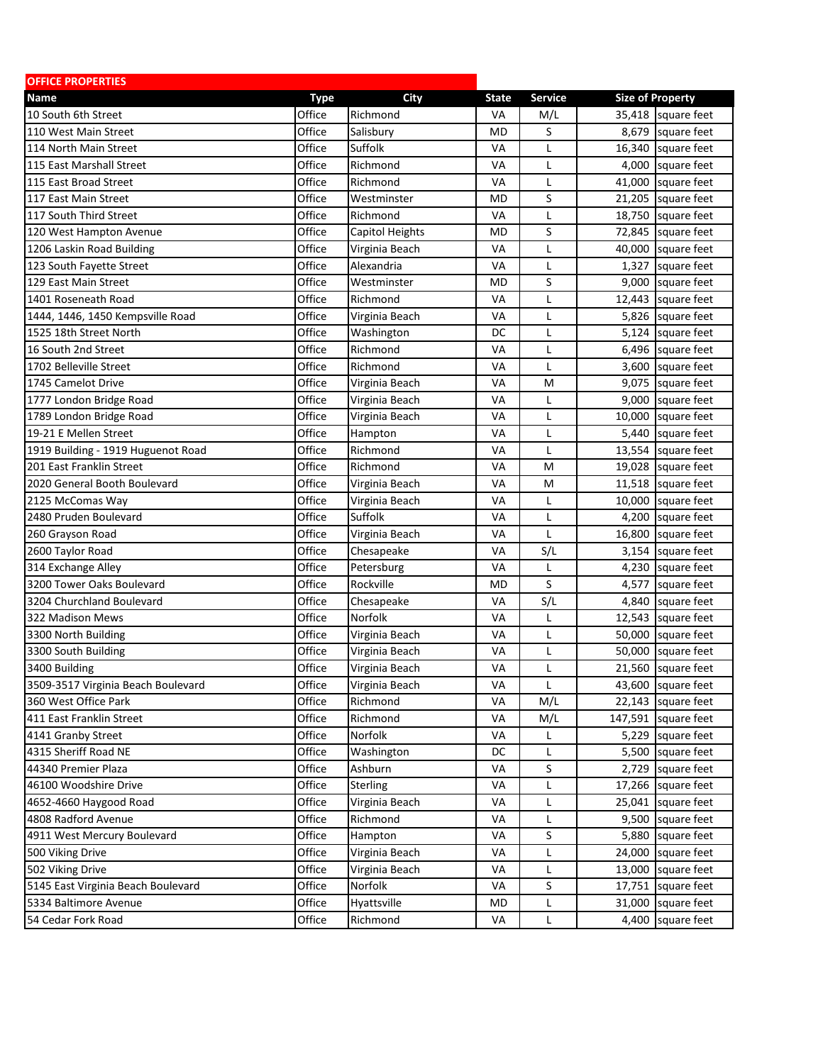**OFFICE PROPERTIES**

| Name | Type | City | State | Service | Size of Property | |
|---|---|---|---|---|---|---|
| 10 South 6th Street | Office | Richmond | VA | M/L | 35,418 | square feet |
| 110 West Main Street | Office | Salisbury | MD | S | 8,679 | square feet |
| 114 North Main Street | Office | Suffolk | VA | L | 16,340 | square feet |
| 115 East Marshall Street | Office | Richmond | VA | L | 4,000 | square feet |
| 115 East Broad Street | Office | Richmond | VA | L | 41,000 | square feet |
| 117 East Main Street | Office | Westminster | MD | S | 21,205 | square feet |
| 117 South Third Street | Office | Richmond | VA | L | 18,750 | square feet |
| 120 West Hampton Avenue | Office | Capitol Heights | MD | S | 72,845 | square feet |
| 1206 Laskin Road Building | Office | Virginia Beach | VA | L | 40,000 | square feet |
| 123 South Fayette Street | Office | Alexandria | VA | L | 1,327 | square feet |
| 129 East Main Street | Office | Westminster | MD | S | 9,000 | square feet |
| 1401 Roseneath Road | Office | Richmond | VA | L | 12,443 | square feet |
| 1444, 1446, 1450 Kempsville Road | Office | Virginia Beach | VA | L | 5,826 | square feet |
| 1525 18th Street North | Office | Washington | DC | L | 5,124 | square feet |
| 16 South 2nd Street | Office | Richmond | VA | L | 6,496 | square feet |
| 1702 Belleville Street | Office | Richmond | VA | L | 3,600 | square feet |
| 1745 Camelot Drive | Office | Virginia Beach | VA | M | 9,075 | square feet |
| 1777 London Bridge Road | Office | Virginia Beach | VA | L | 9,000 | square feet |
| 1789 London Bridge Road | Office | Virginia Beach | VA | L | 10,000 | square feet |
| 19-21 E Mellen Street | Office | Hampton | VA | L | 5,440 | square feet |
| 1919 Building - 1919 Huguenot Road | Office | Richmond | VA | L | 13,554 | square feet |
| 201 East Franklin Street | Office | Richmond | VA | M | 19,028 | square feet |
| 2020 General Booth Boulevard | Office | Virginia Beach | VA | M | 11,518 | square feet |
| 2125 McComas Way | Office | Virginia Beach | VA | L | 10,000 | square feet |
| 2480 Pruden Boulevard | Office | Suffolk | VA | L | 4,200 | square feet |
| 260 Grayson Road | Office | Virginia Beach | VA | L | 16,800 | square feet |
| 2600 Taylor Road | Office | Chesapeake | VA | S/L | 3,154 | square feet |
| 314 Exchange Alley | Office | Petersburg | VA | L | 4,230 | square feet |
| 3200 Tower Oaks Boulevard | Office | Rockville | MD | S | 4,577 | square feet |
| 3204 Churchland Boulevard | Office | Chesapeake | VA | S/L | 4,840 | square feet |
| 322 Madison Mews | Office | Norfolk | VA | L | 12,543 | square feet |
| 3300 North Building | Office | Virginia Beach | VA | L | 50,000 | square feet |
| 3300 South Building | Office | Virginia Beach | VA | L | 50,000 | square feet |
| 3400 Building | Office | Virginia Beach | VA | L | 21,560 | square feet |
| 3509-3517 Virginia Beach Boulevard | Office | Virginia Beach | VA | L | 43,600 | square feet |
| 360 West Office Park | Office | Richmond | VA | M/L | 22,143 | square feet |
| 411 East Franklin Street | Office | Richmond | VA | M/L | 147,591 | square feet |
| 4141 Granby Street | Office | Norfolk | VA | L | 5,229 | square feet |
| 4315 Sheriff Road NE | Office | Washington | DC | L | 5,500 | square feet |
| 44340 Premier Plaza | Office | Ashburn | VA | S | 2,729 | square feet |
| 46100 Woodshire Drive | Office | Sterling | VA | L | 17,266 | square feet |
| 4652-4660 Haygood Road | Office | Virginia Beach | VA | L | 25,041 | square feet |
| 4808 Radford Avenue | Office | Richmond | VA | L | 9,500 | square feet |
| 4911 West Mercury Boulevard | Office | Hampton | VA | S | 5,880 | square feet |
| 500 Viking Drive | Office | Virginia Beach | VA | L | 24,000 | square feet |
| 502 Viking Drive | Office | Virginia Beach | VA | L | 13,000 | square feet |
| 5145 East Virginia Beach Boulevard | Office | Norfolk | VA | S | 17,751 | square feet |
| 5334 Baltimore Avenue | Office | Hyattsville | MD | L | 31,000 | square feet |
| 54 Cedar Fork Road | Office | Richmond | VA | L | 4,400 | square feet |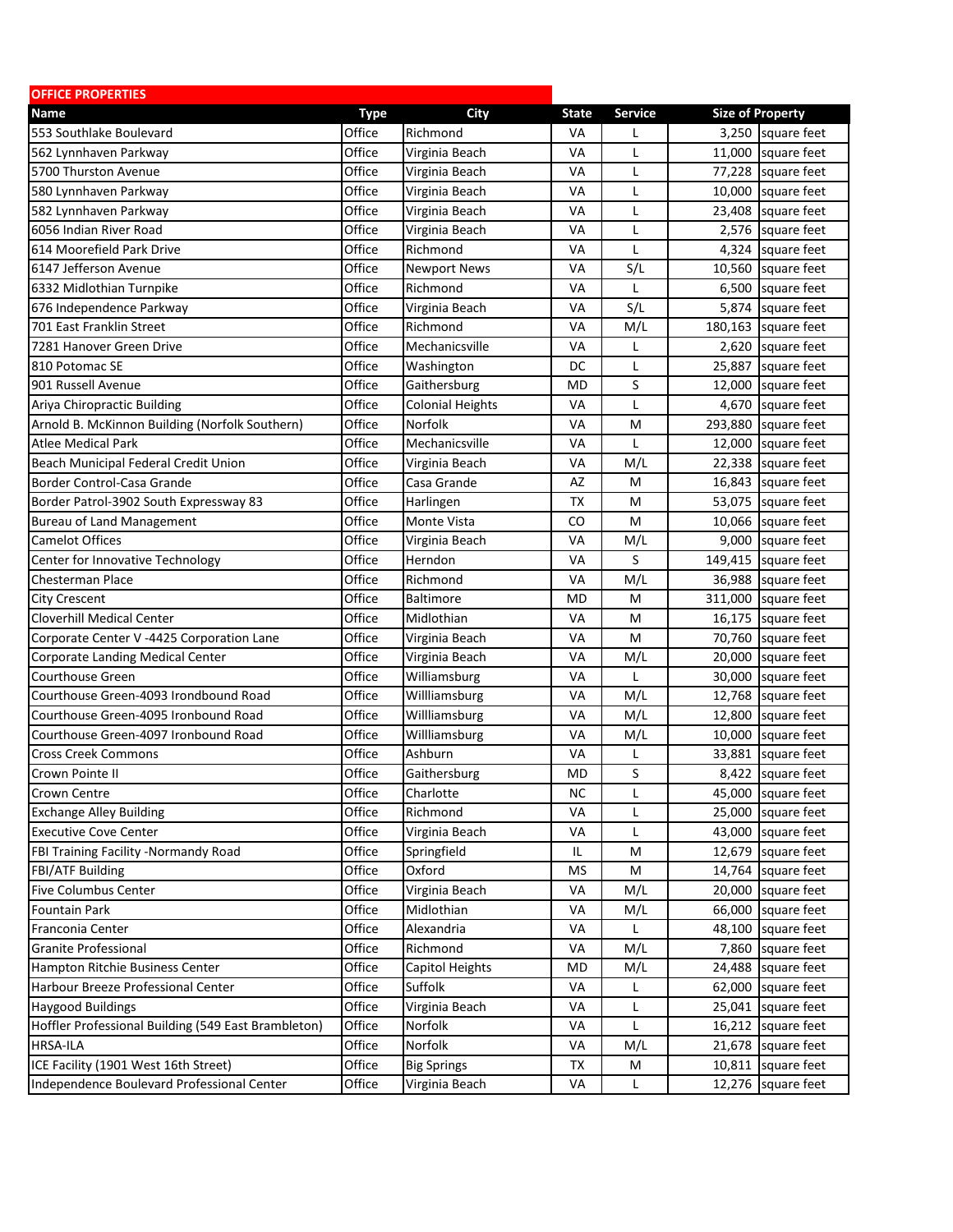**OFFICE PROPERTIES**

| Name | Type | City | State | Service | Size of Property | |
|---|---|---|---|---|---|---|
| 553 Southlake Boulevard | Office | Richmond | VA | L | 3,250 | square feet |
| 562 Lynnhaven Parkway | Office | Virginia Beach | VA | L | 11,000 | square feet |
| 5700 Thurston Avenue | Office | Virginia Beach | VA | L | 77,228 | square feet |
| 580 Lynnhaven Parkway | Office | Virginia Beach | VA | L | 10,000 | square feet |
| 582 Lynnhaven Parkway | Office | Virginia Beach | VA | L | 23,408 | square feet |
| 6056 Indian River Road | Office | Virginia Beach | VA | L | 2,576 | square feet |
| 614 Moorefield Park Drive | Office | Richmond | VA | L | 4,324 | square feet |
| 6147 Jefferson Avenue | Office | Newport News | VA | S/L | 10,560 | square feet |
| 6332 Midlothian Turnpike | Office | Richmond | VA | L | 6,500 | square feet |
| 676 Independence Parkway | Office | Virginia Beach | VA | S/L | 5,874 | square feet |
| 701 East Franklin Street | Office | Richmond | VA | M/L | 180,163 | square feet |
| 7281 Hanover Green Drive | Office | Mechanicsville | VA | L | 2,620 | square feet |
| 810 Potomac SE | Office | Washington | DC | L | 25,887 | square feet |
| 901 Russell Avenue | Office | Gaithersburg | MD | S | 12,000 | square feet |
| Ariya Chiropractic Building | Office | Colonial Heights | VA | L | 4,670 | square feet |
| Arnold B. McKinnon Building (Norfolk Southern) | Office | Norfolk | VA | M | 293,880 | square feet |
| Atlee Medical Park | Office | Mechanicsville | VA | L | 12,000 | square feet |
| Beach Municipal Federal Credit Union | Office | Virginia Beach | VA | M/L | 22,338 | square feet |
| Border Control-Casa Grande | Office | Casa Grande | AZ | M | 16,843 | square feet |
| Border Patrol-3902 South Expressway 83 | Office | Harlingen | TX | M | 53,075 | square feet |
| Bureau of Land Management | Office | Monte Vista | CO | M | 10,066 | square feet |
| Camelot Offices | Office | Virginia Beach | VA | M/L | 9,000 | square feet |
| Center for Innovative Technology | Office | Herndon | VA | S | 149,415 | square feet |
| Chesterman Place | Office | Richmond | VA | M/L | 36,988 | square feet |
| City Crescent | Office | Baltimore | MD | M | 311,000 | square feet |
| Cloverhill Medical Center | Office | Midlothian | VA | M | 16,175 | square feet |
| Corporate Center V -4425 Corporation Lane | Office | Virginia Beach | VA | M | 70,760 | square feet |
| Corporate Landing Medical Center | Office | Virginia Beach | VA | M/L | 20,000 | square feet |
| Courthouse Green | Office | Williamsburg | VA | L | 30,000 | square feet |
| Courthouse Green-4093 Irondbound Road | Office | Willliamsburg | VA | M/L | 12,768 | square feet |
| Courthouse Green-4095 Ironbound Road | Office | Willliamsburg | VA | M/L | 12,800 | square feet |
| Courthouse Green-4097 Ironbound Road | Office | Willliamsburg | VA | M/L | 10,000 | square feet |
| Cross Creek Commons | Office | Ashburn | VA | L | 33,881 | square feet |
| Crown Pointe II | Office | Gaithersburg | MD | S | 8,422 | square feet |
| Crown Centre | Office | Charlotte | NC | L | 45,000 | square feet |
| Exchange Alley Building | Office | Richmond | VA | L | 25,000 | square feet |
| Executive Cove Center | Office | Virginia Beach | VA | L | 43,000 | square feet |
| FBI Training Facility -Normandy Road | Office | Springfield | IL | M | 12,679 | square feet |
| FBI/ATF Building | Office | Oxford | MS | M | 14,764 | square feet |
| Five Columbus Center | Office | Virginia Beach | VA | M/L | 20,000 | square feet |
| Fountain Park | Office | Midlothian | VA | M/L | 66,000 | square feet |
| Franconia Center | Office | Alexandria | VA | L | 48,100 | square feet |
| Granite Professional | Office | Richmond | VA | M/L | 7,860 | square feet |
| Hampton Ritchie Business Center | Office | Capitol Heights | MD | M/L | 24,488 | square feet |
| Harbour Breeze Professional Center | Office | Suffolk | VA | L | 62,000 | square feet |
| Haygood Buildings | Office | Virginia Beach | VA | L | 25,041 | square feet |
| Hoffler Professional Building (549 East Brambleton) | Office | Norfolk | VA | L | 16,212 | square feet |
| HRSA-ILA | Office | Norfolk | VA | M/L | 21,678 | square feet |
| ICE Facility (1901 West 16th Street) | Office | Big Springs | TX | M | 10,811 | square feet |
| Independence Boulevard Professional Center | Office | Virginia Beach | VA | L | 12,276 | square feet |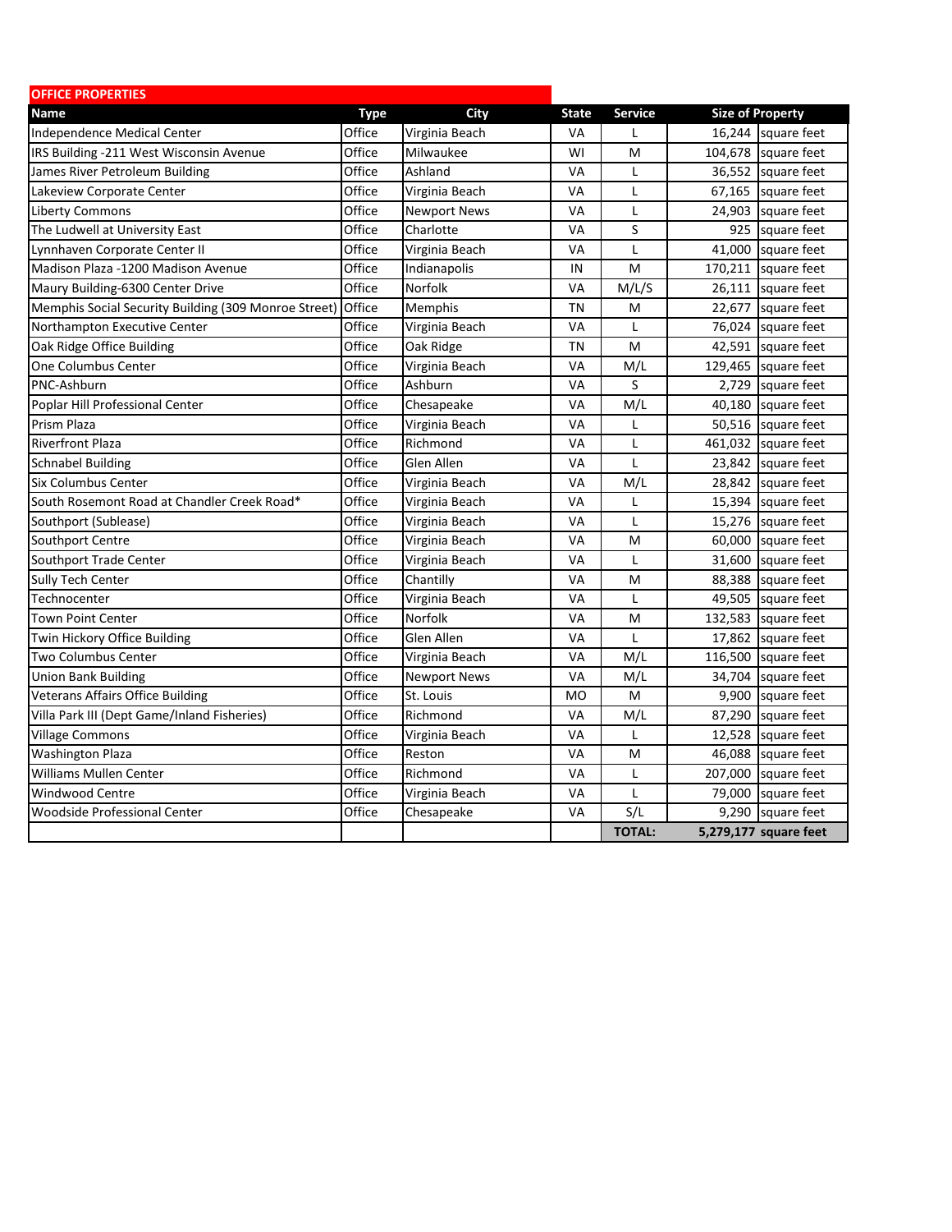## OFFICE PROPERTIES

| Name | Type | City | State | Service | Size of Property | |
|---|---|---|---|---|---|---|
| Independence Medical Center | Office | Virginia Beach | VA | L | 16,244 | square feet |
| IRS Building -211 West Wisconsin Avenue | Office | Milwaukee | WI | M | 104,678 | square feet |
| James River Petroleum Building | Office | Ashland | VA | L | 36,552 | square feet |
| Lakeview Corporate Center | Office | Virginia Beach | VA | L | 67,165 | square feet |
| Liberty Commons | Office | Newport News | VA | L | 24,903 | square feet |
| The Ludwell at University East | Office | Charlotte | VA | S | 925 | square feet |
| Lynnhaven Corporate Center II | Office | Virginia Beach | VA | L | 41,000 | square feet |
| Madison Plaza -1200 Madison Avenue | Office | Indianapolis | IN | M | 170,211 | square feet |
| Maury Building-6300 Center Drive | Office | Norfolk | VA | M/L/S | 26,111 | square feet |
| Memphis Social Security Building (309 Monroe Street) | Office | Memphis | TN | M | 22,677 | square feet |
| Northampton Executive Center | Office | Virginia Beach | VA | L | 76,024 | square feet |
| Oak Ridge Office Building | Office | Oak Ridge | TN | M | 42,591 | square feet |
| One Columbus Center | Office | Virginia Beach | VA | M/L | 129,465 | square feet |
| PNC-Ashburn | Office | Ashburn | VA | S | 2,729 | square feet |
| Poplar Hill Professional Center | Office | Chesapeake | VA | M/L | 40,180 | square feet |
| Prism Plaza | Office | Virginia Beach | VA | L | 50,516 | square feet |
| Riverfront Plaza | Office | Richmond | VA | L | 461,032 | square feet |
| Schnabel Building | Office | Glen Allen | VA | L | 23,842 | square feet |
| Six Columbus Center | Office | Virginia Beach | VA | M/L | 28,842 | square feet |
| South Rosemont Road at Chandler Creek Road* | Office | Virginia Beach | VA | L | 15,394 | square feet |
| Southport (Sublease) | Office | Virginia Beach | VA | L | 15,276 | square feet |
| Southport Centre | Office | Virginia Beach | VA | M | 60,000 | square feet |
| Southport Trade Center | Office | Virginia Beach | VA | L | 31,600 | square feet |
| Sully Tech Center | Office | Chantilly | VA | M | 88,388 | square feet |
| Technocenter | Office | Virginia Beach | VA | L | 49,505 | square feet |
| Town Point Center | Office | Norfolk | VA | M | 132,583 | square feet |
| Twin Hickory Office Building | Office | Glen Allen | VA | L | 17,862 | square feet |
| Two Columbus Center | Office | Virginia Beach | VA | M/L | 116,500 | square feet |
| Union Bank Building | Office | Newport News | VA | M/L | 34,704 | square feet |
| Veterans Affairs Office Building | Office | St. Louis | MO | M | 9,900 | square feet |
| Villa Park III (Dept Game/Inland Fisheries) | Office | Richmond | VA | M/L | 87,290 | square feet |
| Village Commons | Office | Virginia Beach | VA | L | 12,528 | square feet |
| Washington Plaza | Office | Reston | VA | M | 46,088 | square feet |
| Williams Mullen Center | Office | Richmond | VA | L | 207,000 | square feet |
| Windwood Centre | Office | Virginia Beach | VA | L | 79,000 | square feet |
| Woodside Professional Center | Office | Chesapeake | VA | S/L | 9,290 | square feet |
| | | | | **TOTAL:** | **5,279,177** | **square feet** |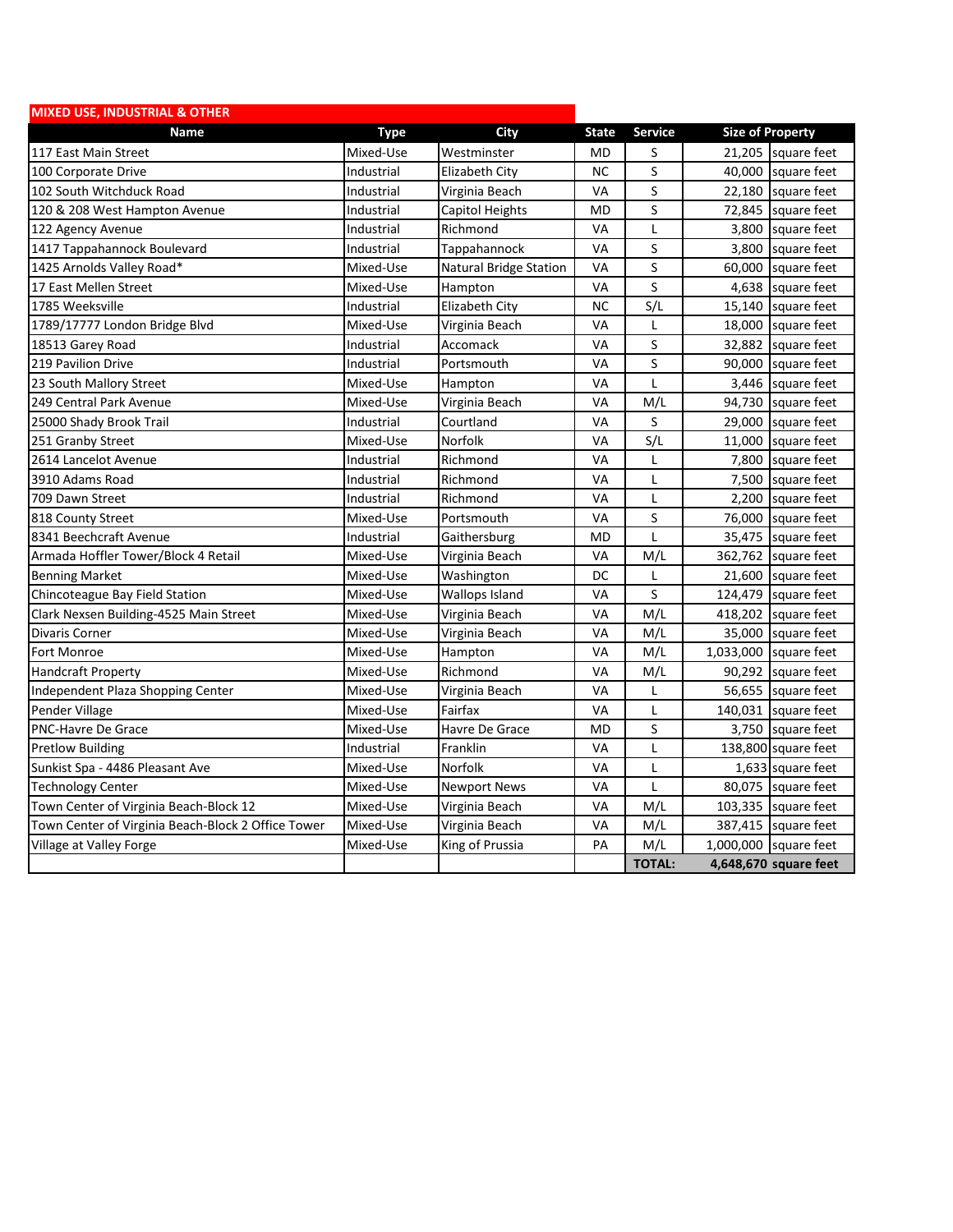## MIXED USE, INDUSTRIAL & OTHER

| Name | Type | City | State | Service | Size of Property | |
|---|---|---|---|---|---|---|
| 117 East Main Street | Mixed-Use | Westminster | MD | S | 21,205 | square feet |
| 100 Corporate Drive | Industrial | Elizabeth City | NC | S | 40,000 | square feet |
| 102 South Witchduck Road | Industrial | Virginia Beach | VA | S | 22,180 | square feet |
| 120 & 208 West Hampton Avenue | Industrial | Capitol Heights | MD | S | 72,845 | square feet |
| 122 Agency Avenue | Industrial | Richmond | VA | L | 3,800 | square feet |
| 1417 Tappahannock Boulevard | Industrial | Tappahannock | VA | S | 3,800 | square feet |
| 1425 Arnolds Valley Road* | Mixed-Use | Natural Bridge Station | VA | S | 60,000 | square feet |
| 17 East Mellen Street | Mixed-Use | Hampton | VA | S | 4,638 | square feet |
| 1785 Weeksville | Industrial | Elizabeth City | NC | S/L | 15,140 | square feet |
| 1789/17777 London Bridge Blvd | Mixed-Use | Virginia Beach | VA | L | 18,000 | square feet |
| 18513 Garey Road | Industrial | Accomack | VA | S | 32,882 | square feet |
| 219 Pavilion Drive | Industrial | Portsmouth | VA | S | 90,000 | square feet |
| 23 South Mallory Street | Mixed-Use | Hampton | VA | L | 3,446 | square feet |
| 249 Central Park Avenue | Mixed-Use | Virginia Beach | VA | M/L | 94,730 | square feet |
| 25000 Shady Brook Trail | Industrial | Courtland | VA | S | 29,000 | square feet |
| 251 Granby Street | Mixed-Use | Norfolk | VA | S/L | 11,000 | square feet |
| 2614 Lancelot Avenue | Industrial | Richmond | VA | L | 7,800 | square feet |
| 3910 Adams Road | Industrial | Richmond | VA | L | 7,500 | square feet |
| 709 Dawn Street | Industrial | Richmond | VA | L | 2,200 | square feet |
| 818 County Street | Mixed-Use | Portsmouth | VA | S | 76,000 | square feet |
| 8341 Beechcraft Avenue | Industrial | Gaithersburg | MD | L | 35,475 | square feet |
| Armada Hoffler Tower/Block 4 Retail | Mixed-Use | Virginia Beach | VA | M/L | 362,762 | square feet |
| Benning Market | Mixed-Use | Washington | DC | L | 21,600 | square feet |
| Chincoteague Bay Field Station | Mixed-Use | Wallops Island | VA | S | 124,479 | square feet |
| Clark Nexsen Building-4525 Main Street | Mixed-Use | Virginia Beach | VA | M/L | 418,202 | square feet |
| Divaris Corner | Mixed-Use | Virginia Beach | VA | M/L | 35,000 | square feet |
| Fort Monroe | Mixed-Use | Hampton | VA | M/L | 1,033,000 | square feet |
| Handcraft Property | Mixed-Use | Richmond | VA | M/L | 90,292 | square feet |
| Independent Plaza Shopping Center | Mixed-Use | Virginia Beach | VA | L | 56,655 | square feet |
| Pender Village | Mixed-Use | Fairfax | VA | L | 140,031 | square feet |
| PNC-Havre De Grace | Mixed-Use | Havre De Grace | MD | S | 3,750 | square feet |
| Pretlow Building | Industrial | Franklin | VA | L | 138,800 | square feet |
| Sunkist Spa - 4486 Pleasant Ave | Mixed-Use | Norfolk | VA | L | 1,633 | square feet |
| Technology Center | Mixed-Use | Newport News | VA | L | 80,075 | square feet |
| Town Center of Virginia Beach-Block 12 | Mixed-Use | Virginia Beach | VA | M/L | 103,335 | square feet |
| Town Center of Virginia Beach-Block 2 Office Tower | Mixed-Use | Virginia Beach | VA | M/L | 387,415 | square feet |
| Village at Valley Forge | Mixed-Use | King of Prussia | PA | M/L | 1,000,000 | square feet |
| | | | | **TOTAL:** | **4,648,670** | **square feet** |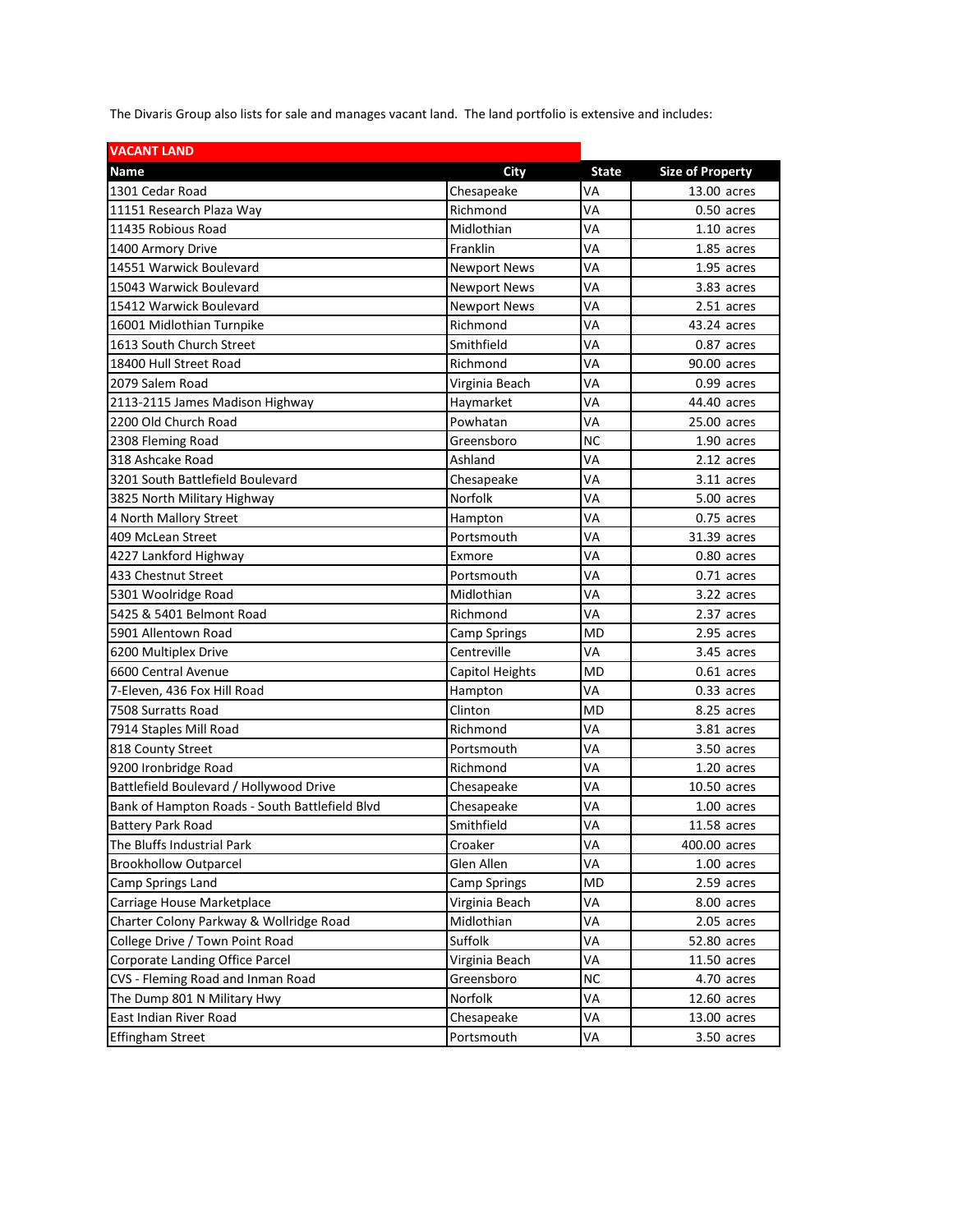The Divaris Group also lists for sale and manages vacant land. The land portfolio is extensive and includes:

**VACANT LAND**

| Name | City | State | Size of Property |
|---|---|---|---|
| 1301 Cedar Road | Chesapeake | VA | 13.00 acres |
| 11151 Research Plaza Way | Richmond | VA | 0.50 acres |
| 11435 Robious Road | Midlothian | VA | 1.10 acres |
| 1400 Armory Drive | Franklin | VA | 1.85 acres |
| 14551 Warwick Boulevard | Newport News | VA | 1.95 acres |
| 15043 Warwick Boulevard | Newport News | VA | 3.83 acres |
| 15412 Warwick Boulevard | Newport News | VA | 2.51 acres |
| 16001 Midlothian Turnpike | Richmond | VA | 43.24 acres |
| 1613 South Church Street | Smithfield | VA | 0.87 acres |
| 18400 Hull Street Road | Richmond | VA | 90.00 acres |
| 2079 Salem Road | Virginia Beach | VA | 0.99 acres |
| 2113-2115 James Madison Highway | Haymarket | VA | 44.40 acres |
| 2200 Old Church Road | Powhatan | VA | 25.00 acres |
| 2308 Fleming Road | Greensboro | NC | 1.90 acres |
| 318 Ashcake Road | Ashland | VA | 2.12 acres |
| 3201 South Battlefield Boulevard | Chesapeake | VA | 3.11 acres |
| 3825 North Military Highway | Norfolk | VA | 5.00 acres |
| 4 North Mallory Street | Hampton | VA | 0.75 acres |
| 409 McLean Street | Portsmouth | VA | 31.39 acres |
| 4227 Lankford Highway | Exmore | VA | 0.80 acres |
| 433 Chestnut Street | Portsmouth | VA | 0.71 acres |
| 5301 Woolridge Road | Midlothian | VA | 3.22 acres |
| 5425 & 5401 Belmont Road | Richmond | VA | 2.37 acres |
| 5901 Allentown Road | Camp Springs | MD | 2.95 acres |
| 6200 Multiplex Drive | Centreville | VA | 3.45 acres |
| 6600 Central Avenue | Capitol Heights | MD | 0.61 acres |
| 7-Eleven, 436 Fox Hill Road | Hampton | VA | 0.33 acres |
| 7508 Surratts Road | Clinton | MD | 8.25 acres |
| 7914 Staples Mill Road | Richmond | VA | 3.81 acres |
| 818 County Street | Portsmouth | VA | 3.50 acres |
| 9200 Ironbridge Road | Richmond | VA | 1.20 acres |
| Battlefield Boulevard / Hollywood Drive | Chesapeake | VA | 10.50 acres |
| Bank of Hampton Roads - South Battlefield Blvd | Chesapeake | VA | 1.00 acres |
| Battery Park Road | Smithfield | VA | 11.58 acres |
| The Bluffs Industrial Park | Croaker | VA | 400.00 acres |
| Brookhollow Outparcel | Glen Allen | VA | 1.00 acres |
| Camp Springs Land | Camp Springs | MD | 2.59 acres |
| Carriage House Marketplace | Virginia Beach | VA | 8.00 acres |
| Charter Colony Parkway & Wollridge Road | Midlothian | VA | 2.05 acres |
| College Drive / Town Point Road | Suffolk | VA | 52.80 acres |
| Corporate Landing Office Parcel | Virginia Beach | VA | 11.50 acres |
| CVS - Fleming Road and Inman Road | Greensboro | NC | 4.70 acres |
| The Dump 801 N Military Hwy | Norfolk | VA | 12.60 acres |
| East Indian River Road | Chesapeake | VA | 13.00 acres |
| Effingham Street | Portsmouth | VA | 3.50 acres |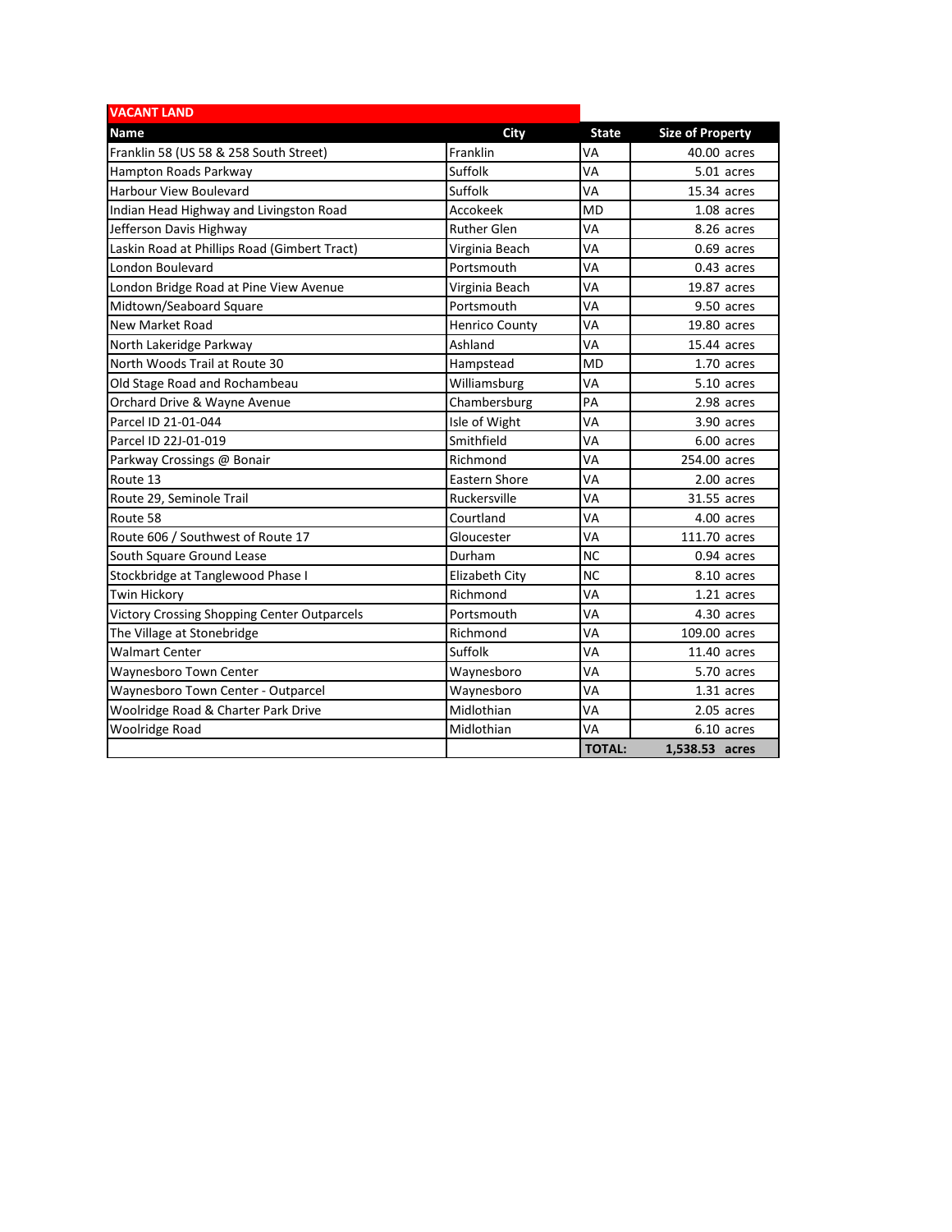## VACANT LAND

| Name | City | State | Size of Property |
|---|---|---|---|
| Franklin 58 (US 58 & 258 South Street) | Franklin | VA | 40.00 acres |
| Hampton Roads Parkway | Suffolk | VA | 5.01 acres |
| Harbour View Boulevard | Suffolk | VA | 15.34 acres |
| Indian Head Highway and Livingston Road | Accokeek | MD | 1.08 acres |
| Jefferson Davis Highway | Ruther Glen | VA | 8.26 acres |
| Laskin Road at Phillips Road (Gimbert Tract) | Virginia Beach | VA | 0.69 acres |
| London Boulevard | Portsmouth | VA | 0.43 acres |
| London Bridge Road at Pine View Avenue | Virginia Beach | VA | 19.87 acres |
| Midtown/Seaboard Square | Portsmouth | VA | 9.50 acres |
| New Market Road | Henrico County | VA | 19.80 acres |
| North Lakeridge Parkway | Ashland | VA | 15.44 acres |
| North Woods Trail at Route 30 | Hampstead | MD | 1.70 acres |
| Old Stage Road and Rochambeau | Williamsburg | VA | 5.10 acres |
| Orchard Drive & Wayne Avenue | Chambersburg | PA | 2.98 acres |
| Parcel ID 21-01-044 | Isle of Wight | VA | 3.90 acres |
| Parcel ID 22J-01-019 | Smithfield | VA | 6.00 acres |
| Parkway Crossings @ Bonair | Richmond | VA | 254.00 acres |
| Route 13 | Eastern Shore | VA | 2.00 acres |
| Route 29, Seminole Trail | Ruckersville | VA | 31.55 acres |
| Route 58 | Courtland | VA | 4.00 acres |
| Route 606 / Southwest of Route 17 | Gloucester | VA | 111.70 acres |
| South Square Ground Lease | Durham | NC | 0.94 acres |
| Stockbridge at Tanglewood Phase I | Elizabeth City | NC | 8.10 acres |
| Twin Hickory | Richmond | VA | 1.21 acres |
| Victory Crossing Shopping Center Outparcels | Portsmouth | VA | 4.30 acres |
| The Village at Stonebridge | Richmond | VA | 109.00 acres |
| Walmart Center | Suffolk | VA | 11.40 acres |
| Waynesboro Town Center | Waynesboro | VA | 5.70 acres |
| Waynesboro Town Center - Outparcel | Waynesboro | VA | 1.31 acres |
| Woolridge Road & Charter Park Drive | Midlothian | VA | 2.05 acres |
| Woolridge Road | Midlothian | VA | 6.10 acres |
| | | **TOTAL:** | **1,538.53 acres** |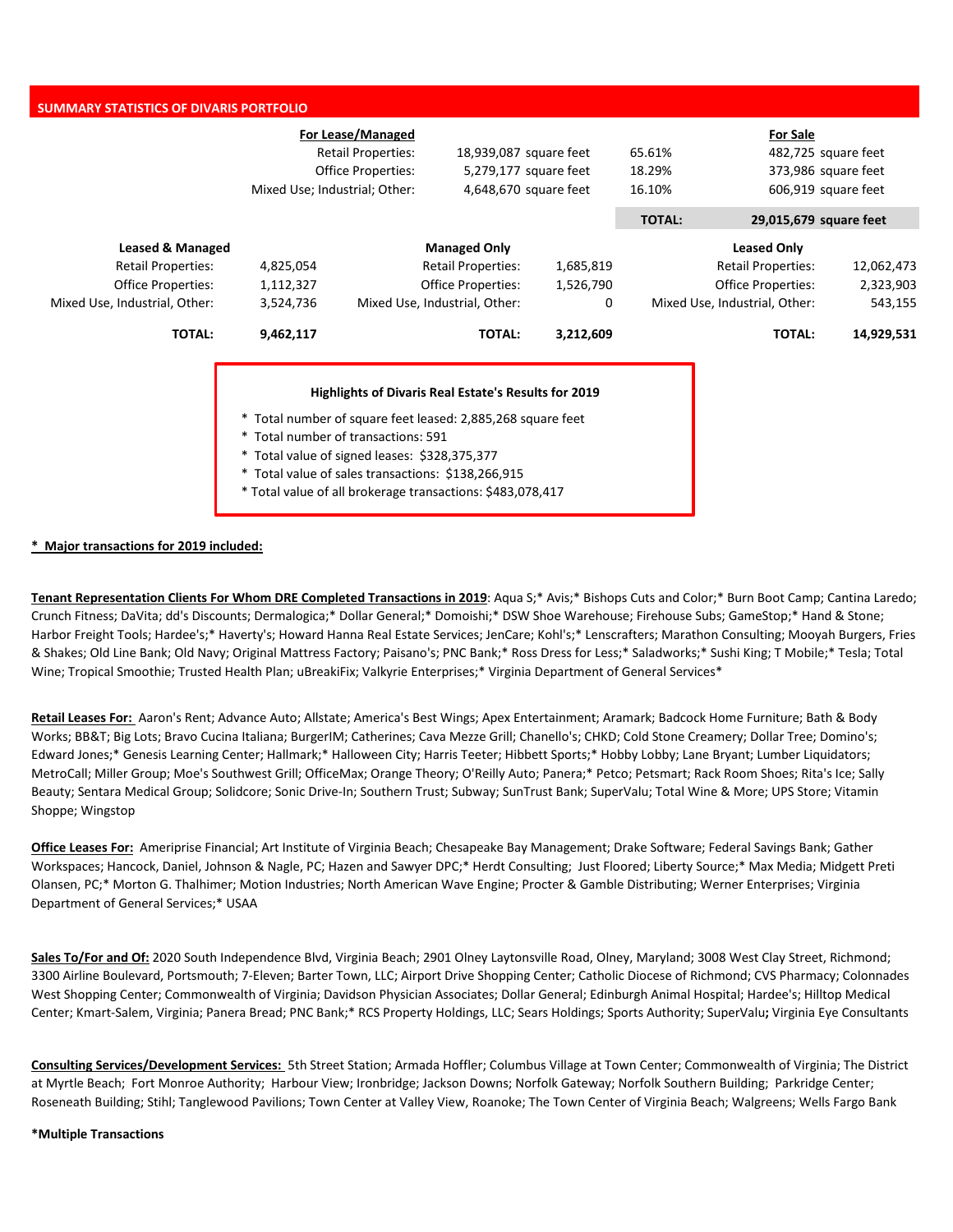## SUMMARY STATISTICS OF DIVARIS PORTFOLIO

| | For Lease/Managed | | | For Sale |
|---|---|---|---|---|
| Retail Properties: | 18,939,087 square feet | 65.61% | | 482,725 square feet |
| Office Properties: | 5,279,177 square feet | 18.29% | | 373,986 square feet |
| Mixed Use; Industrial; Other: | 4,648,670 square feet | 16.10% | | 606,919 square feet |
| | | | **TOTAL:** | **29,015,679 square feet** |

| Leased & Managed | | Managed Only | | Leased Only | |
|---|---|---|---|---|---|
| Retail Properties: | 4,825,054 | Retail Properties: | 1,685,819 | Retail Properties: | 12,062,473 |
| Office Properties: | 1,112,327 | Office Properties: | 1,526,790 | Office Properties: | 2,323,903 |
| Mixed Use, Industrial, Other: | 3,524,736 | Mixed Use, Industrial, Other: | 0 | Mixed Use, Industrial, Other: | 543,155 |
| **TOTAL:** | **9,462,117** | **TOTAL:** | **3,212,609** | **TOTAL:** | **14,929,531** |

### Highlights of Divaris Real Estate's Results for 2019

* Total number of square feet leased: 2,885,268 square feet
* Total number of transactions: 591
* Total value of signed leases: $328,375,377
* Total value of sales transactions: $138,266,915
* Total value of all brokerage transactions: $483,078,417

**\* Major transactions for 2019 included:**

**Tenant Representation Clients For Whom DRE Completed Transactions in 2019**: Aqua S;* Avis;* Bishops Cuts and Color;* Burn Boot Camp; Cantina Laredo; Crunch Fitness; DaVita; dd's Discounts; Dermalogica;* Dollar General;* Domoishi;* DSW Shoe Warehouse; Firehouse Subs; GameStop;* Hand & Stone; Harbor Freight Tools; Hardee's;* Haverty's; Howard Hanna Real Estate Services; JenCare; Kohl's;* Lenscrafters; Marathon Consulting; Mooyah Burgers, Fries & Shakes; Old Line Bank; Old Navy; Original Mattress Factory; Paisano's; PNC Bank;* Ross Dress for Less;* Saladworks;* Sushi King; T Mobile;* Tesla; Total Wine; Tropical Smoothie; Trusted Health Plan; uBreakiFix; Valkyrie Enterprises;* Virginia Department of General Services*

**Retail Leases For:** Aaron's Rent; Advance Auto; Allstate; America's Best Wings; Apex Entertainment; Aramark; Badcock Home Furniture; Bath & Body Works; BB&T; Big Lots; Bravo Cucina Italiana; BurgerIM; Catherines; Cava Mezze Grill; Chanello's; CHKD; Cold Stone Creamery; Dollar Tree; Domino's; Edward Jones;* Genesis Learning Center; Hallmark;* Halloween City; Harris Teeter; Hibbett Sports;* Hobby Lobby; Lane Bryant; Lumber Liquidators; MetroCall; Miller Group; Moe's Southwest Grill; OfficeMax; Orange Theory; O'Reilly Auto; Panera;* Petco; Petsmart; Rack Room Shoes; Rita's Ice; Sally Beauty; Sentara Medical Group; Solidcore; Sonic Drive-In; Southern Trust; Subway; SunTrust Bank; SuperValu; Total Wine & More; UPS Store; Vitamin Shoppe; Wingstop

**Office Leases For:** Ameriprise Financial; Art Institute of Virginia Beach; Chesapeake Bay Management; Drake Software; Federal Savings Bank; Gather Workspaces; Hancock, Daniel, Johnson & Nagle, PC; Hazen and Sawyer DPC;* Herdt Consulting; Just Floored; Liberty Source;* Max Media; Midgett Preti Olansen, PC;* Morton G. Thalhimer; Motion Industries; North American Wave Engine; Procter & Gamble Distributing; Werner Enterprises; Virginia Department of General Services;* USAA

**Sales To/For and Of:** 2020 South Independence Blvd, Virginia Beach; 2901 Olney Laytonsville Road, Olney, Maryland; 3008 West Clay Street, Richmond; 3300 Airline Boulevard, Portsmouth; 7-Eleven; Barter Town, LLC; Airport Drive Shopping Center; Catholic Diocese of Richmond; CVS Pharmacy; Colonnades West Shopping Center; Commonwealth of Virginia; Davidson Physician Associates; Dollar General; Edinburgh Animal Hospital; Hardee's; Hilltop Medical Center; Kmart-Salem, Virginia; Panera Bread; PNC Bank;* RCS Property Holdings, LLC; Sears Holdings; Sports Authority; SuperValu; Virginia Eye Consultants

**Consulting Services/Development Services:** 5th Street Station; Armada Hoffler; Columbus Village at Town Center; Commonwealth of Virginia; The District at Myrtle Beach; Fort Monroe Authority; Harbour View; Ironbridge; Jackson Downs; Norfolk Gateway; Norfolk Southern Building; Parkridge Center; Roseneath Building; Stihl; Tanglewood Pavilions; Town Center at Valley View, Roanoke; The Town Center of Virginia Beach; Walgreens; Wells Fargo Bank

**\*Multiple Transactions**